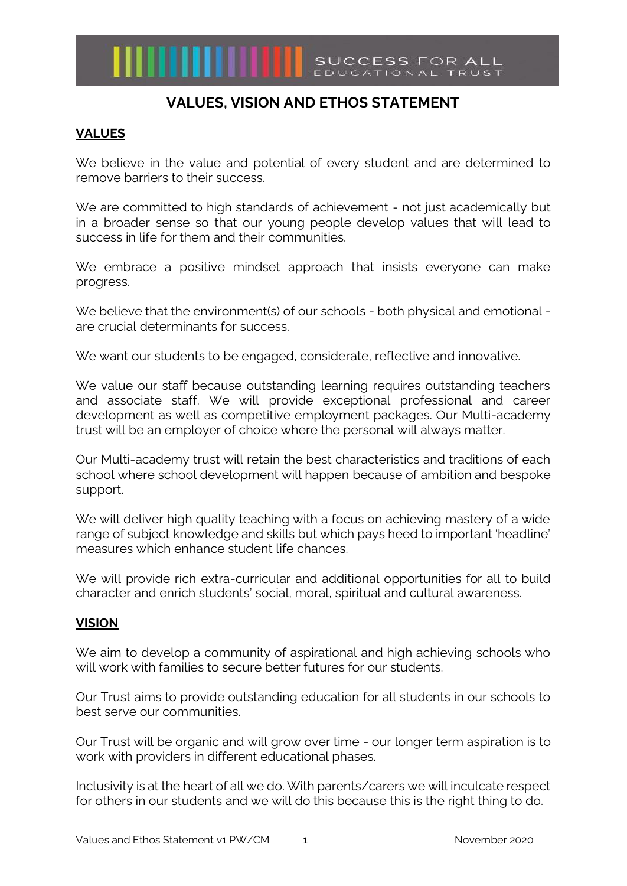# VALUES, VISION AND ETHOS STATEMENT

## VALUES

We believe in the value and potential of every student and are determined to remove barriers to their success.

We are committed to high standards of achievement - not just academically but in a broader sense so that our young people develop values that will lead to success in life for them and their communities.

We embrace a positive mindset approach that insists everyone can make progress.

We believe that the environment(s) of our schools - both physical and emotional - are crucial determinants for success.

We want our students to be engaged, considerate, reflective and innovative.

We value our staff because outstanding learning requires outstanding teachers and associate staff. We will provide exceptional professional and career development as well as competitive employment packages. Our Multi-academy trust will be an employer of choice where the personal will always matter.

Our Multi-academy trust will retain the best characteristics and traditions of each school where school development will happen because of ambition and bespoke support.

We will deliver high quality teaching with a focus on achieving mastery of a wide range of subject knowledge and skills but which pays heed to important 'headline' measures which enhance student life chances.

We will provide rich extra-curricular and additional opportunities for all to build character and enrich students' social, moral, spiritual and cultural awareness.

## VISION

We aim to develop a community of aspirational and high achieving schools who will work with families to secure better futures for our students.

Our Trust aims to provide outstanding education for all students in our schools to best serve our communities.

Our Trust will be organic and will grow over time - our longer term aspiration is to work with providers in different educational phases.

Inclusivity is at the heart of all we do. With parents/carers we will inculcate respect for others in our students and we will do this because this is the right thing to do.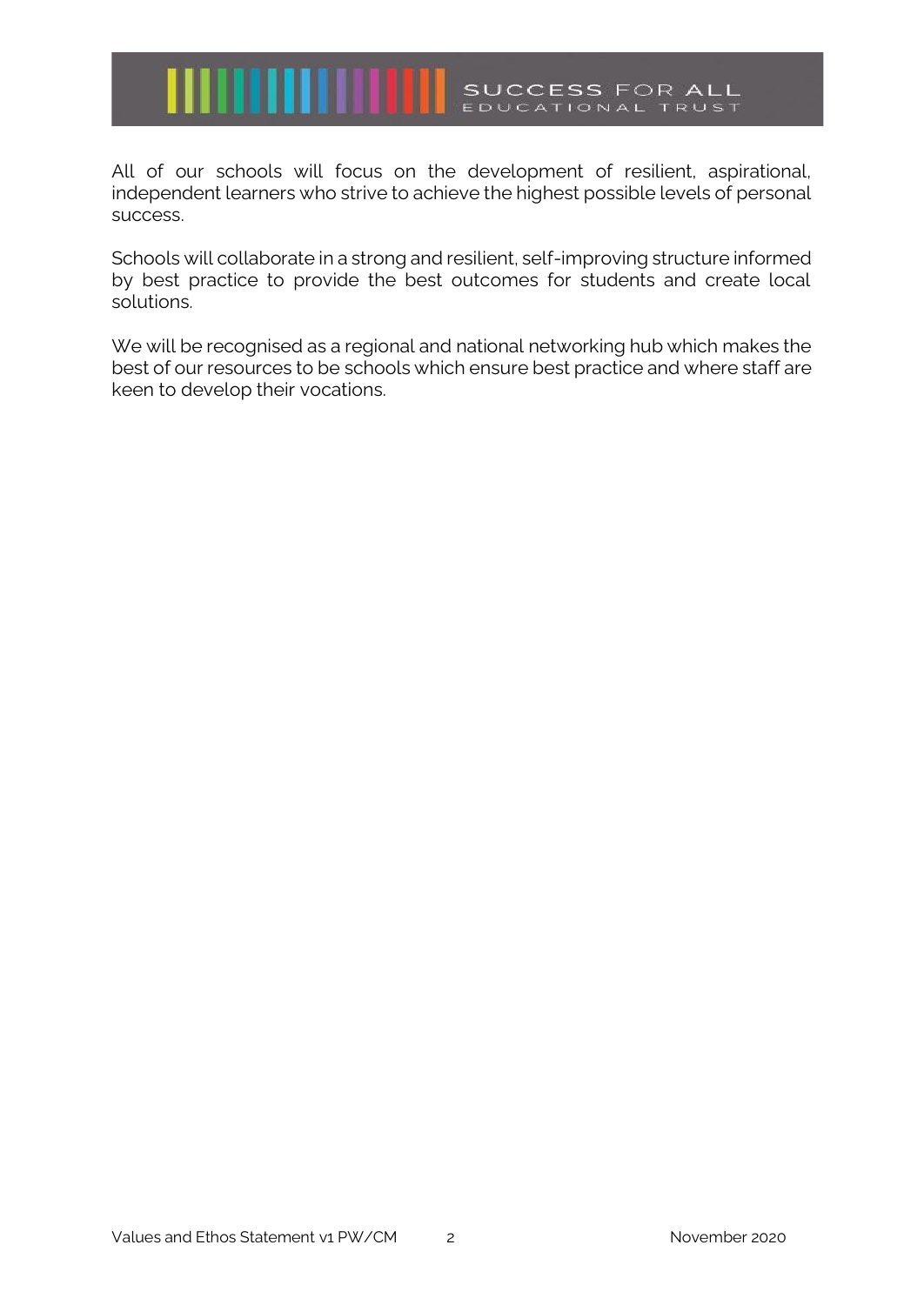All of our schools will focus on the development of resilient, aspirational, independent learners who strive to achieve the highest possible levels of personal success.

Schools will collaborate in a strong and resilient, self-improving structure informed by best practice to provide the best outcomes for students and create local solutions.

We will be recognised as a regional and national networking hub which makes the best of our resources to be schools which ensure best practice and where staff are keen to develop their vocations.